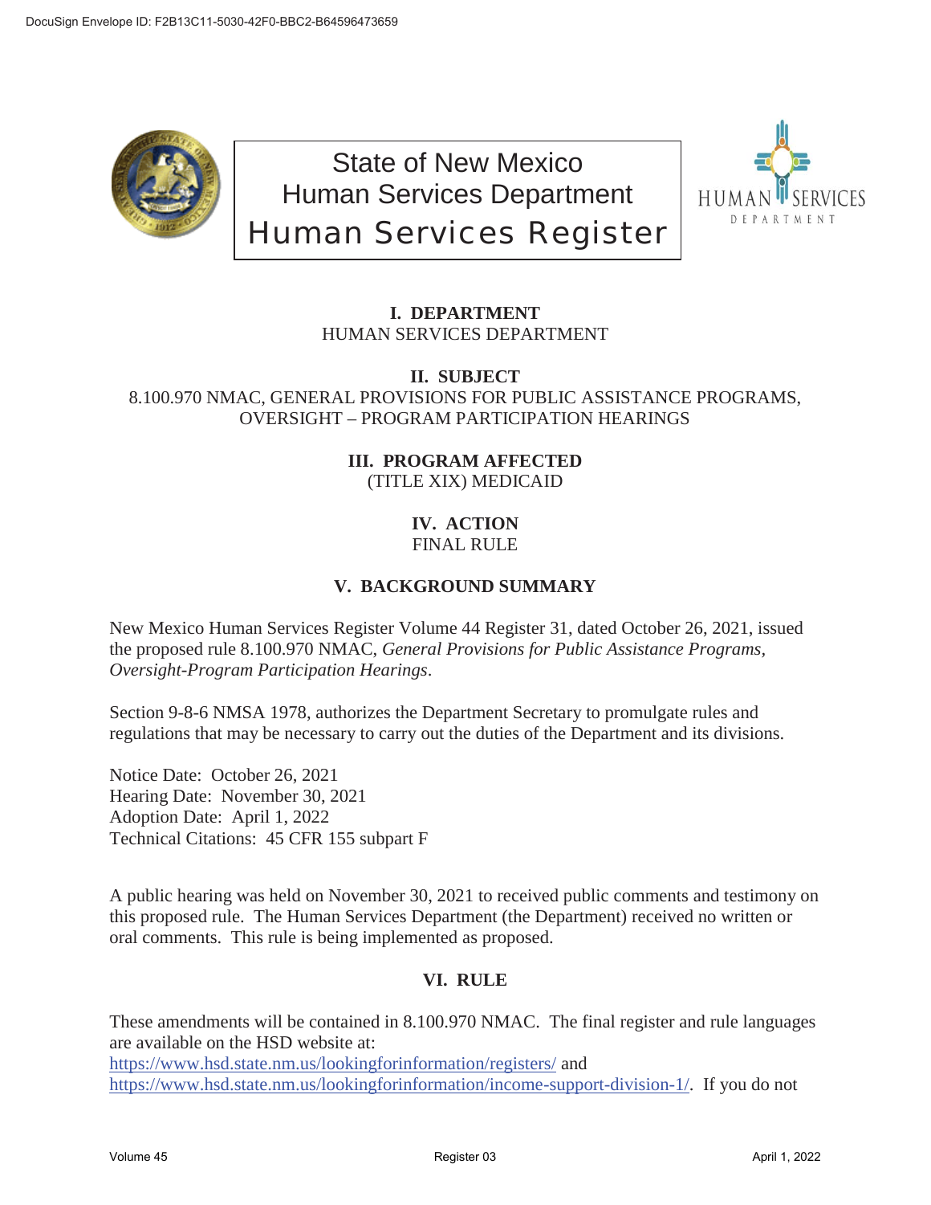# State of New Mexico
# Human Services Department
# Human Services Register

## I. DEPARTMENT
HUMAN SERVICES DEPARTMENT

## II. SUBJECT
8.100.970 NMAC, GENERAL PROVISIONS FOR PUBLIC ASSISTANCE PROGRAMS, OVERSIGHT – PROGRAM PARTICIPATION HEARINGS

## III. PROGRAM AFFECTED
(TITLE XIX) MEDICAID

## IV. ACTION
FINAL RULE

## V. BACKGROUND SUMMARY

New Mexico Human Services Register Volume 44 Register 31, dated October 26, 2021, issued the proposed rule 8.100.970 NMAC, *General Provisions for Public Assistance Programs, Oversight-Program Participation Hearings*.

Section 9-8-6 NMSA 1978, authorizes the Department Secretary to promulgate rules and regulations that may be necessary to carry out the duties of the Department and its divisions.

Notice Date: October 26, 2021
Hearing Date: November 30, 2021
Adoption Date: April 1, 2022
Technical Citations: 45 CFR 155 subpart F

A public hearing was held on November 30, 2021 to received public comments and testimony on this proposed rule. The Human Services Department (the Department) received no written or oral comments. This rule is being implemented as proposed.

## VI. RULE

These amendments will be contained in 8.100.970 NMAC. The final register and rule languages are available on the HSD website at: https://www.hsd.state.nm.us/lookingforinformation/registers/ and https://www.hsd.state.nm.us/lookingforinformation/income-support-division-1/. If you do not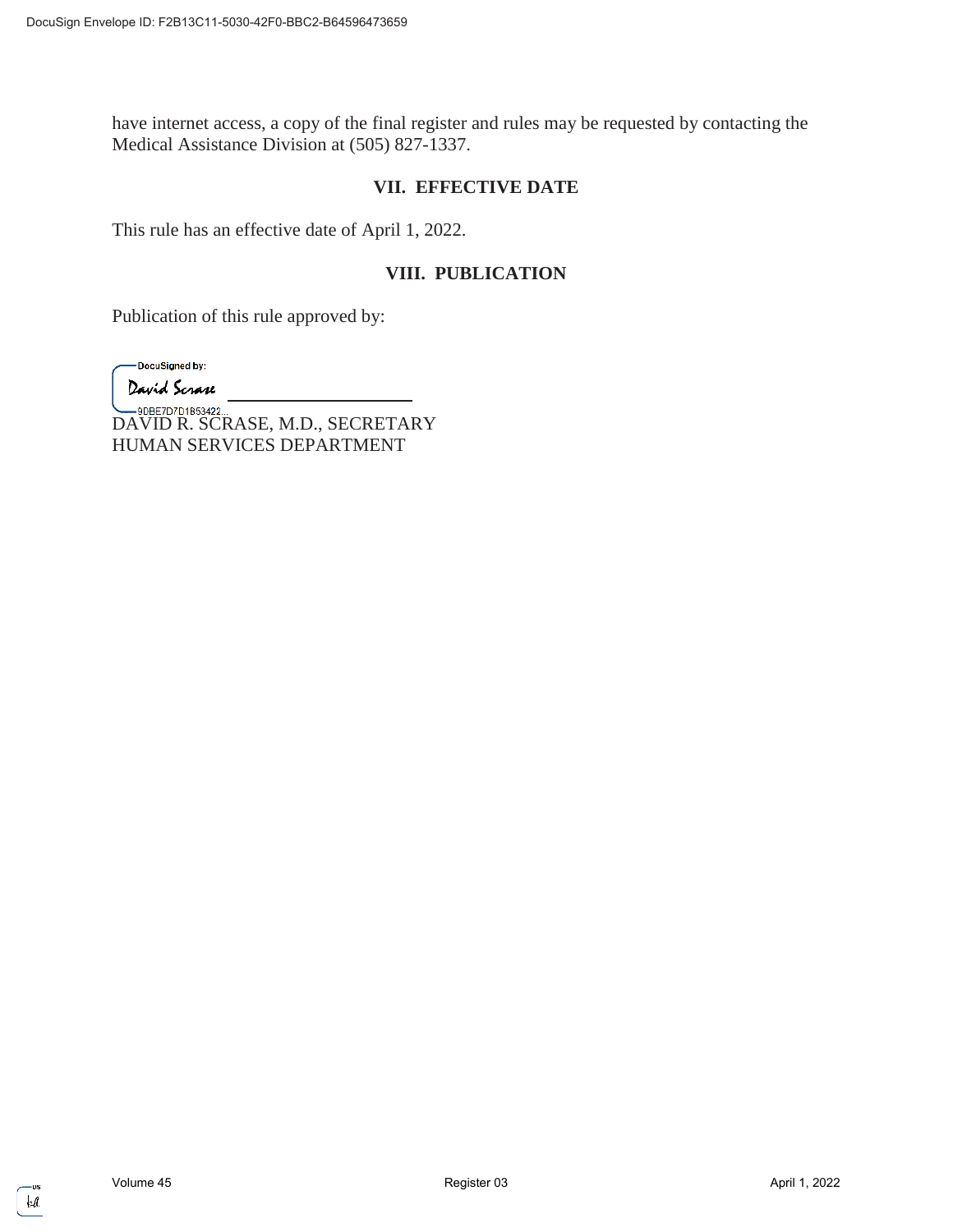have internet access, a copy of the final register and rules may be requested by contacting the Medical Assistance Division at (505) 827-1337.

## VII. EFFECTIVE DATE

This rule has an effective date of April 1, 2022.

## VIII. PUBLICATION

Publication of this rule approved by:

DocuSigned by:
David Scrase
9DBE7D7D1B53422...

DAVID R. SCRASE, M.D., SECRETARY
HUMAN SERVICES DEPARTMENT